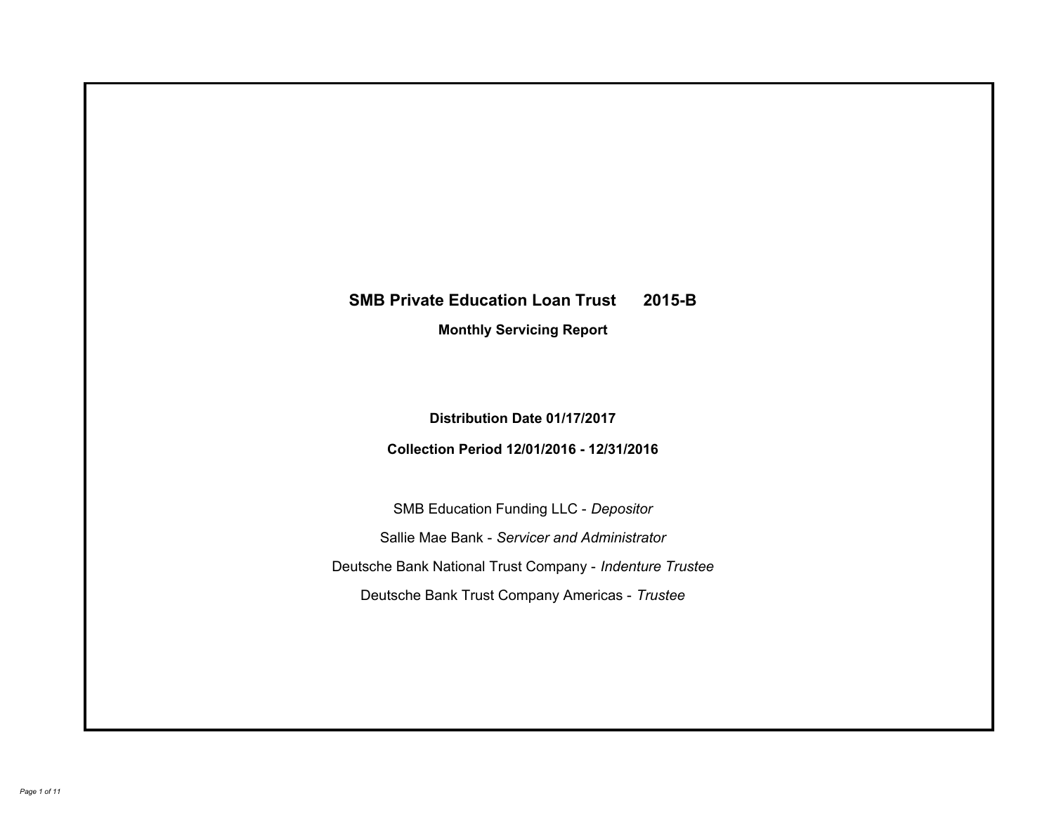# SMB Private Education Loan Trust 2015-B

## Monthly Servicing Report

**Distribution Date 01/17/2017**

**Collection Period 12/01/2016 - 12/31/2016**

SMB Education Funding LLC - *Depositor*

Sallie Mae Bank - *Servicer and Administrator*

Deutsche Bank National Trust Company - *Indenture Trustee*

Deutsche Bank Trust Company Americas - *Trustee*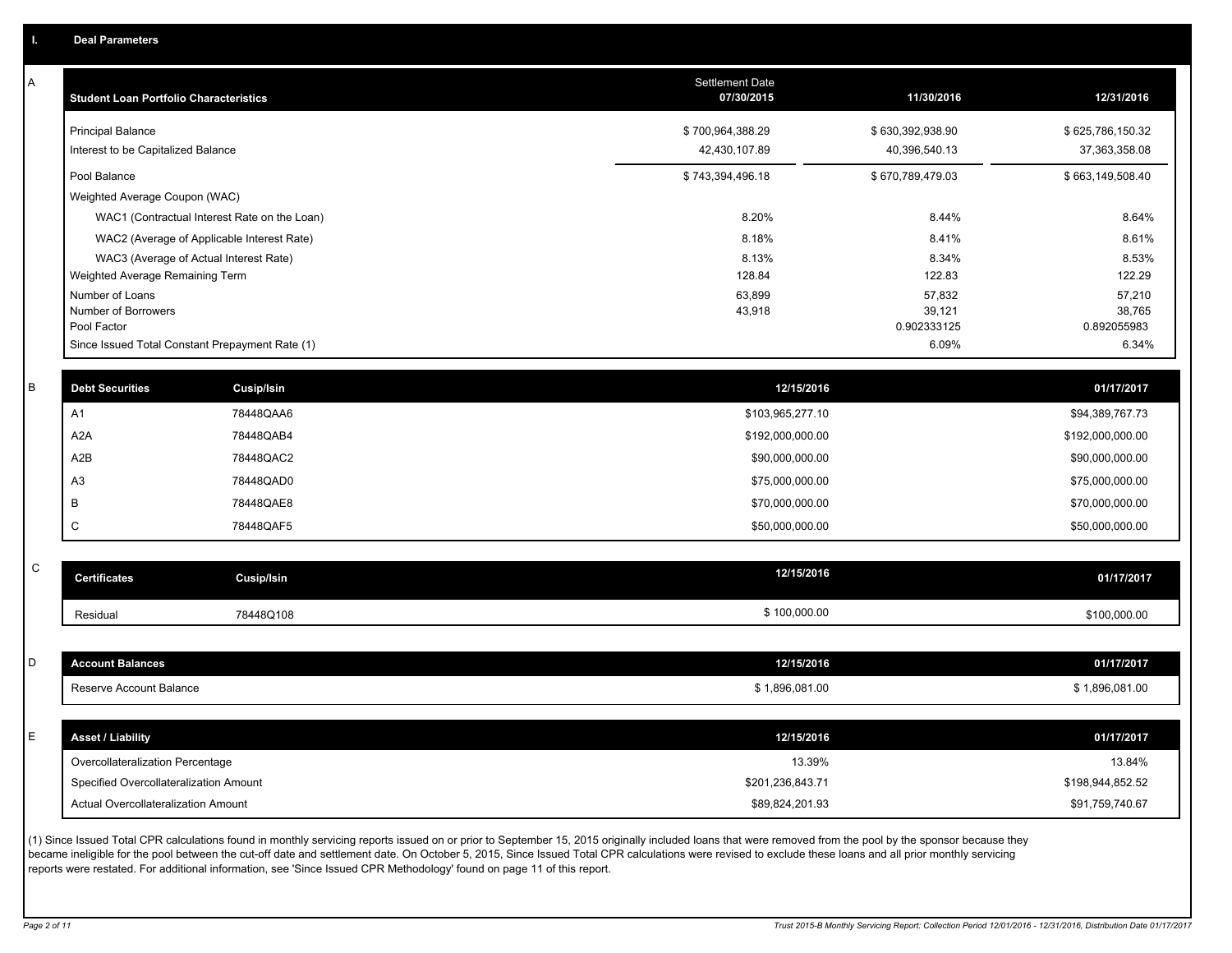## I. Deal Parameters

### A

| Student Loan Portfolio Characteristics | Settlement Date 07/30/2015 | 11/30/2016 | 12/31/2016 |
|---|---|---|---|
| Principal Balance | $ 700,964,388.29 | $ 630,392,938.90 | $ 625,786,150.32 |
| Interest to be Capitalized Balance | 42,430,107.89 | 40,396,540.13 | 37,363,358.08 |
| Pool Balance | $ 743,394,496.18 | $ 670,789,479.03 | $ 663,149,508.40 |
| Weighted Average Coupon (WAC) | | | |
| WAC1 (Contractual Interest Rate on the Loan) | 8.20% | 8.44% | 8.64% |
| WAC2 (Average of Applicable Interest Rate) | 8.18% | 8.41% | 8.61% |
| WAC3 (Average of Actual Interest Rate) | 8.13% | 8.34% | 8.53% |
| Weighted Average Remaining Term | 128.84 | 122.83 | 122.29 |
| Number of Loans | 63,899 | 57,832 | 57,210 |
| Number of Borrowers | 43,918 | 39,121 | 38,765 |
| Pool Factor | | 0.902333125 | 0.892055983 |
| Since Issued Total Constant Prepayment Rate (1) | | 6.09% | 6.34% |

### B

| Debt Securities | Cusip/Isin | 12/15/2016 | 01/17/2017 |
|---|---|---|---|
| A1 | 78448QAA6 | $103,965,277.10 | $94,389,767.73 |
| A2A | 78448QAB4 | $192,000,000.00 | $192,000,000.00 |
| A2B | 78448QAC2 | $90,000,000.00 | $90,000,000.00 |
| A3 | 78448QAD0 | $75,000,000.00 | $75,000,000.00 |
| B | 78448QAE8 | $70,000,000.00 | $70,000,000.00 |
| C | 78448QAF5 | $50,000,000.00 | $50,000,000.00 |

### C

| Certificates | Cusip/Isin | 12/15/2016 | 01/17/2017 |
|---|---|---|---|
| Residual | 78448Q108 | $ 100,000.00 | $100,000.00 |

### D

| Account Balances | 12/15/2016 | 01/17/2017 |
|---|---|---|
| Reserve Account Balance | $ 1,896,081.00 | $ 1,896,081.00 |

### E

| Asset / Liability | 12/15/2016 | 01/17/2017 |
|---|---|---|
| Overcollateralization Percentage | 13.39% | 13.84% |
| Specified Overcollateralization Amount | $201,236,843.71 | $198,944,852.52 |
| Actual Overcollateralization Amount | $89,824,201.93 | $91,759,740.67 |

(1) Since Issued Total CPR calculations found in monthly servicing reports issued on or prior to September 15, 2015 originally included loans that were removed from the pool by the sponsor because they became ineligible for the pool between the cut-off date and settlement date. On October 5, 2015, Since Issued Total CPR calculations were revised to exclude these loans and all prior monthly servicing reports were restated. For additional information, see 'Since Issued CPR Methodology' found on page 11 of this report.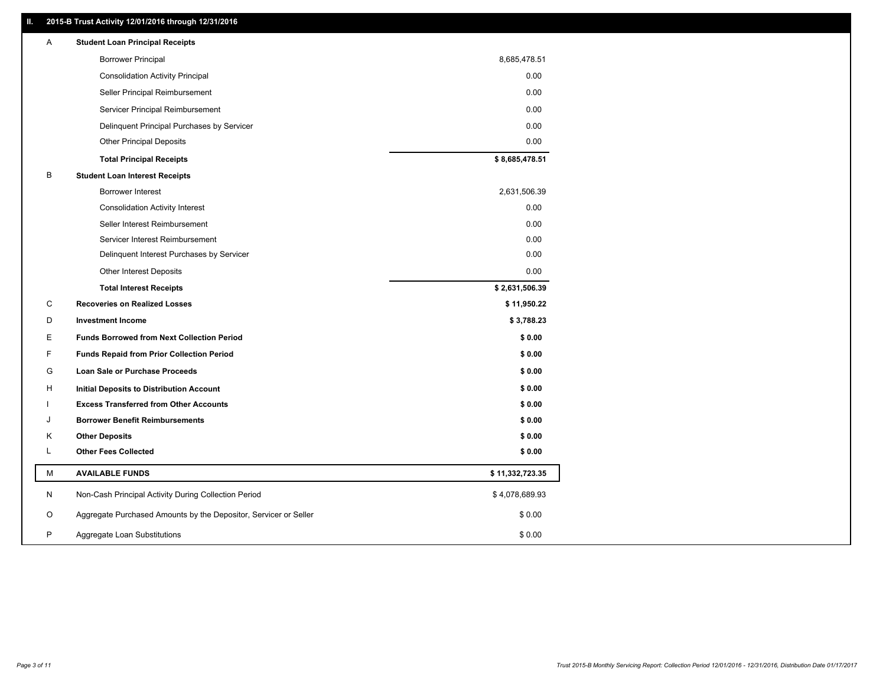## II. 2015-B Trust Activity 12/01/2016 through 12/31/2016

| | | |
|---|---|---|
| A | **Student Loan Principal Receipts** | |
| | Borrower Principal | 8,685,478.51 |
| | Consolidation Activity Principal | 0.00 |
| | Seller Principal Reimbursement | 0.00 |
| | Servicer Principal Reimbursement | 0.00 |
| | Delinquent Principal Purchases by Servicer | 0.00 |
| | Other Principal Deposits | 0.00 |
| | **Total Principal Receipts** | **$ 8,685,478.51** |
| B | **Student Loan Interest Receipts** | |
| | Borrower Interest | 2,631,506.39 |
| | Consolidation Activity Interest | 0.00 |
| | Seller Interest Reimbursement | 0.00 |
| | Servicer Interest Reimbursement | 0.00 |
| | Delinquent Interest Purchases by Servicer | 0.00 |
| | Other Interest Deposits | 0.00 |
| | **Total Interest Receipts** | **$ 2,631,506.39** |
| C | **Recoveries on Realized Losses** | **$ 11,950.22** |
| D | **Investment Income** | **$ 3,788.23** |
| E | **Funds Borrowed from Next Collection Period** | **$ 0.00** |
| F | **Funds Repaid from Prior Collection Period** | **$ 0.00** |
| G | **Loan Sale or Purchase Proceeds** | **$ 0.00** |
| H | **Initial Deposits to Distribution Account** | **$ 0.00** |
| I | **Excess Transferred from Other Accounts** | **$ 0.00** |
| J | **Borrower Benefit Reimbursements** | **$ 0.00** |
| K | **Other Deposits** | **$ 0.00** |
| L | **Other Fees Collected** | **$ 0.00** |
| M | **AVAILABLE FUNDS** | **$ 11,332,723.35** |
| N | Non-Cash Principal Activity During Collection Period | $ 4,078,689.93 |
| O | Aggregate Purchased Amounts by the Depositor, Servicer or Seller | $ 0.00 |
| P | Aggregate Loan Substitutions | $ 0.00 |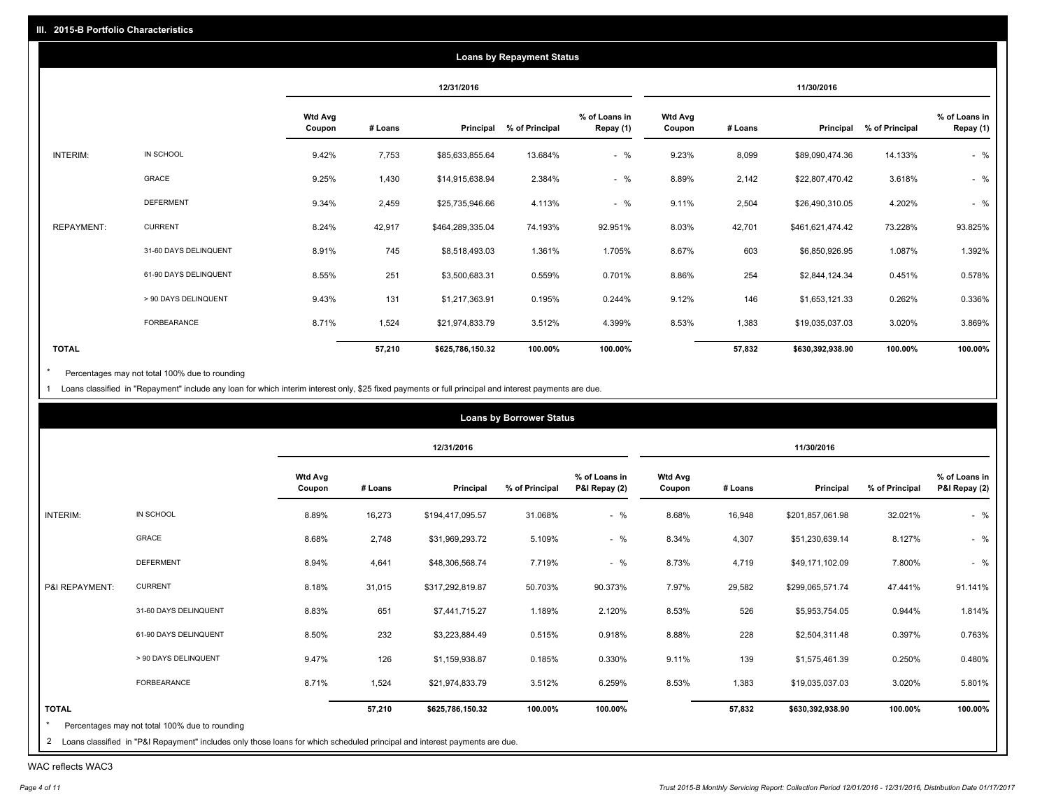## III. 2015-B Portfolio Characteristics

### Loans by Repayment Status

| | | 12/31/2016 | | | | | 11/30/2016 | | | | |
|---|---|---|---|---|---|---|---|---|---|---|---|
| | | Wtd Avg Coupon | # Loans | Principal | % of Principal | % of Loans in Repay (1) | Wtd Avg Coupon | # Loans | Principal | % of Principal | % of Loans in Repay (1) |
| INTERIM: | IN SCHOOL | 9.42% | 7,753 | $85,633,855.64 | 13.684% | - % | 9.23% | 8,099 | $89,090,474.36 | 14.133% | - % |
| | GRACE | 9.25% | 1,430 | $14,915,638.94 | 2.384% | - % | 8.89% | 2,142 | $22,807,470.42 | 3.618% | - % |
| | DEFERMENT | 9.34% | 2,459 | $25,735,946.66 | 4.113% | - % | 9.11% | 2,504 | $26,490,310.05 | 4.202% | - % |
| REPAYMENT: | CURRENT | 8.24% | 42,917 | $464,289,335.04 | 74.193% | 92.951% | 8.03% | 42,701 | $461,621,474.42 | 73.228% | 93.825% |
| | 31-60 DAYS DELINQUENT | 8.91% | 745 | $8,518,493.03 | 1.361% | 1.705% | 8.67% | 603 | $6,850,926.95 | 1.087% | 1.392% |
| | 61-90 DAYS DELINQUENT | 8.55% | 251 | $3,500,683.31 | 0.559% | 0.701% | 8.86% | 254 | $2,844,124.34 | 0.451% | 0.578% |
| | > 90 DAYS DELINQUENT | 9.43% | 131 | $1,217,363.91 | 0.195% | 0.244% | 9.12% | 146 | $1,653,121.33 | 0.262% | 0.336% |
| | FORBEARANCE | 8.71% | 1,524 | $21,974,833.79 | 3.512% | 4.399% | 8.53% | 1,383 | $19,035,037.03 | 3.020% | 3.869% |
| **TOTAL** | | | **57,210** | **$625,786,150.32** | **100.00%** | **100.00%** | | **57,832** | **$630,392,938.90** | **100.00%** | **100.00%** |

* Percentages may not total 100% due to rounding

1 Loans classified in "Repayment" include any loan for which interim interest only, $25 fixed payments or full principal and interest payments are due.

### Loans by Borrower Status

| | | 12/31/2016 | | | | | 11/30/2016 | | | | |
|---|---|---|---|---|---|---|---|---|---|---|---|
| | | Wtd Avg Coupon | # Loans | Principal | % of Principal | % of Loans in P&I Repay (2) | Wtd Avg Coupon | # Loans | Principal | % of Principal | % of Loans in P&I Repay (2) |
| INTERIM: | IN SCHOOL | 8.89% | 16,273 | $194,417,095.57 | 31.068% | - % | 8.68% | 16,948 | $201,857,061.98 | 32.021% | - % |
| | GRACE | 8.68% | 2,748 | $31,969,293.72 | 5.109% | - % | 8.34% | 4,307 | $51,230,639.14 | 8.127% | - % |
| | DEFERMENT | 8.94% | 4,641 | $48,306,568.74 | 7.719% | - % | 8.73% | 4,719 | $49,171,102.09 | 7.800% | - % |
| P&I REPAYMENT: | CURRENT | 8.18% | 31,015 | $317,292,819.87 | 50.703% | 90.373% | 7.97% | 29,582 | $299,065,571.74 | 47.441% | 91.141% |
| | 31-60 DAYS DELINQUENT | 8.83% | 651 | $7,441,715.27 | 1.189% | 2.120% | 8.53% | 526 | $5,953,754.05 | 0.944% | 1.814% |
| | 61-90 DAYS DELINQUENT | 8.50% | 232 | $3,223,884.49 | 0.515% | 0.918% | 8.88% | 228 | $2,504,311.48 | 0.397% | 0.763% |
| | > 90 DAYS DELINQUENT | 9.47% | 126 | $1,159,938.87 | 0.185% | 0.330% | 9.11% | 139 | $1,575,461.39 | 0.250% | 0.480% |
| | FORBEARANCE | 8.71% | 1,524 | $21,974,833.79 | 3.512% | 6.259% | 8.53% | 1,383 | $19,035,037.03 | 3.020% | 5.801% |
| **TOTAL** | | | **57,210** | **$625,786,150.32** | **100.00%** | **100.00%** | | **57,832** | **$630,392,938.90** | **100.00%** | **100.00%** |

* Percentages may not total 100% due to rounding

2 Loans classified in "P&I Repayment" includes only those loans for which scheduled principal and interest payments are due.

WAC reflects WAC3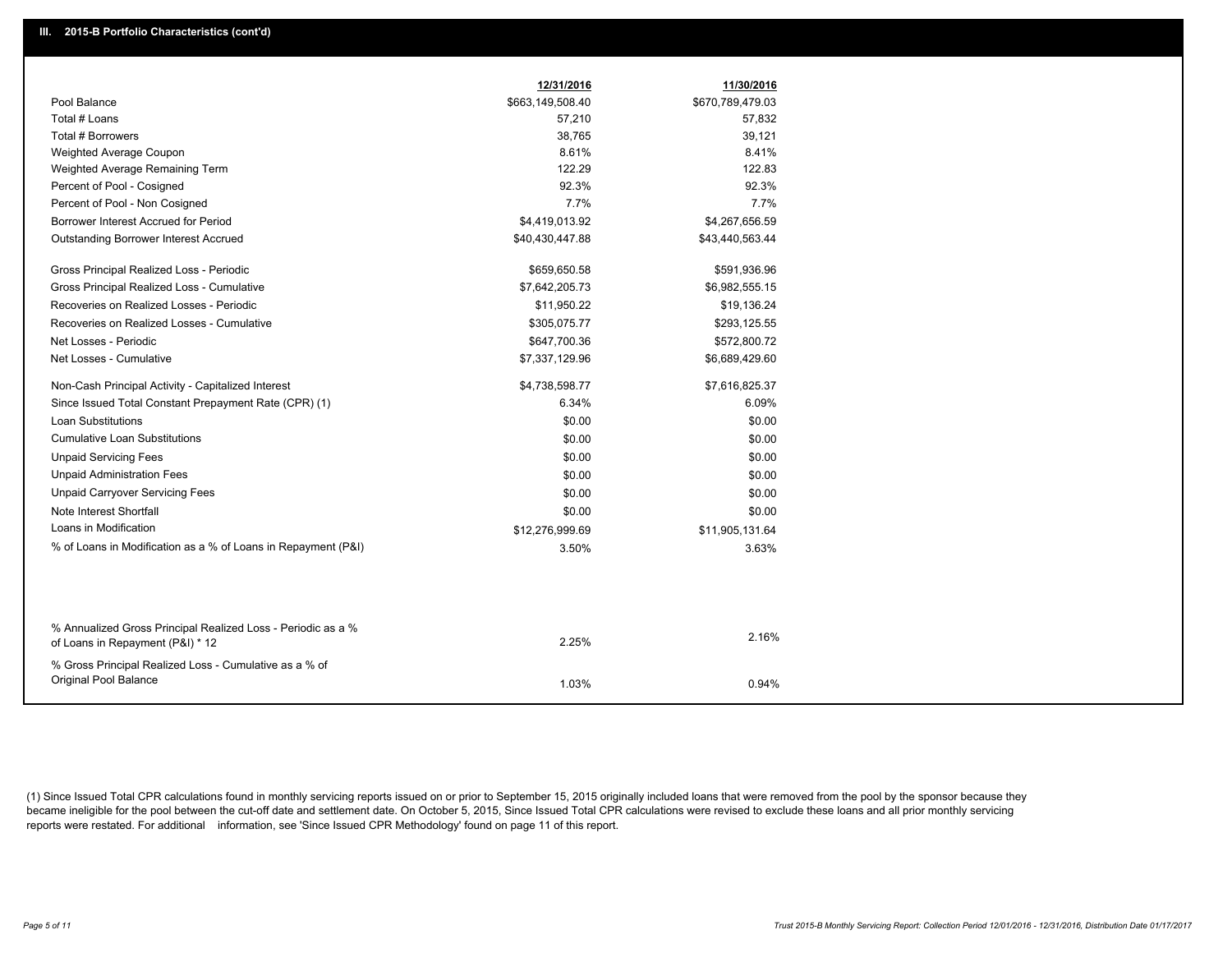## III. 2015-B Portfolio Characteristics (cont'd)

| | 12/31/2016 | 11/30/2016 |
|---|---|---|
| Pool Balance | $663,149,508.40 | $670,789,479.03 |
| Total # Loans | 57,210 | 57,832 |
| Total # Borrowers | 38,765 | 39,121 |
| Weighted Average Coupon | 8.61% | 8.41% |
| Weighted Average Remaining Term | 122.29 | 122.83 |
| Percent of Pool - Cosigned | 92.3% | 92.3% |
| Percent of Pool - Non Cosigned | 7.7% | 7.7% |
| Borrower Interest Accrued for Period | $4,419,013.92 | $4,267,656.59 |
| Outstanding Borrower Interest Accrued | $40,430,447.88 | $43,440,563.44 |
| Gross Principal Realized Loss - Periodic | $659,650.58 | $591,936.96 |
| Gross Principal Realized Loss - Cumulative | $7,642,205.73 | $6,982,555.15 |
| Recoveries on Realized Losses - Periodic | $11,950.22 | $19,136.24 |
| Recoveries on Realized Losses - Cumulative | $305,075.77 | $293,125.55 |
| Net Losses - Periodic | $647,700.36 | $572,800.72 |
| Net Losses - Cumulative | $7,337,129.96 | $6,689,429.60 |
| Non-Cash Principal Activity - Capitalized Interest | $4,738,598.77 | $7,616,825.37 |
| Since Issued Total Constant Prepayment Rate (CPR) (1) | 6.34% | 6.09% |
| Loan Substitutions | $0.00 | $0.00 |
| Cumulative Loan Substitutions | $0.00 | $0.00 |
| Unpaid Servicing Fees | $0.00 | $0.00 |
| Unpaid Administration Fees | $0.00 | $0.00 |
| Unpaid Carryover Servicing Fees | $0.00 | $0.00 |
| Note Interest Shortfall | $0.00 | $0.00 |
| Loans in Modification | $12,276,999.69 | $11,905,131.64 |
| % of Loans in Modification as a % of Loans in Repayment (P&I) | 3.50% | 3.63% |
| % Annualized Gross Principal Realized Loss - Periodic as a % of Loans in Repayment (P&I) * 12 | 2.25% | 2.16% |
| % Gross Principal Realized Loss - Cumulative as a % of Original Pool Balance | 1.03% | 0.94% |

(1) Since Issued Total CPR calculations found in monthly servicing reports issued on or prior to September 15, 2015 originally included loans that were removed from the pool by the sponsor because they became ineligible for the pool between the cut-off date and settlement date. On October 5, 2015, Since Issued Total CPR calculations were revised to exclude these loans and all prior monthly servicing reports were restated. For additional information, see 'Since Issued CPR Methodology' found on page 11 of this report.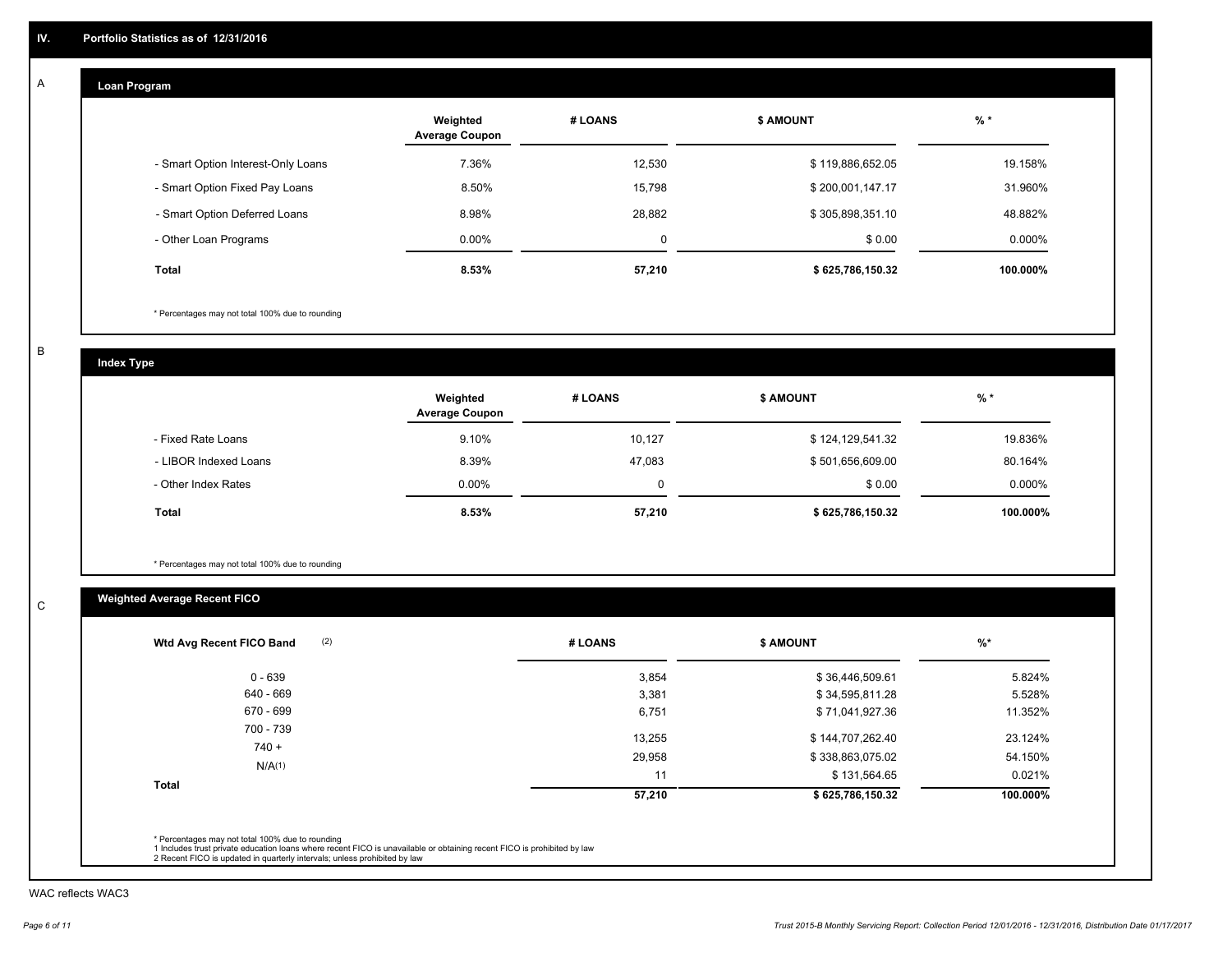## IV. Portfolio Statistics as of 12/31/2016

### A Loan Program

| | Weighted Average Coupon | # LOANS | $ AMOUNT | % * |
|---|---|---|---|---|
| - Smart Option Interest-Only Loans | 7.36% | 12,530 | $ 119,886,652.05 | 19.158% |
| - Smart Option Fixed Pay Loans | 8.50% | 15,798 | $ 200,001,147.17 | 31.960% |
| - Smart Option Deferred Loans | 8.98% | 28,882 | $ 305,898,351.10 | 48.882% |
| - Other Loan Programs | 0.00% | 0 | $ 0.00 | 0.000% |
| **Total** | **8.53%** | **57,210** | **$ 625,786,150.32** | **100.000%** |

* Percentages may not total 100% due to rounding

### B Index Type

| | Weighted Average Coupon | # LOANS | $ AMOUNT | % * |
|---|---|---|---|---|
| - Fixed Rate Loans | 9.10% | 10,127 | $ 124,129,541.32 | 19.836% |
| - LIBOR Indexed Loans | 8.39% | 47,083 | $ 501,656,609.00 | 80.164% |
| - Other Index Rates | 0.00% | 0 | $ 0.00 | 0.000% |
| **Total** | **8.53%** | **57,210** | **$ 625,786,150.32** | **100.000%** |

* Percentages may not total 100% due to rounding

### C Weighted Average Recent FICO

| Wtd Avg Recent FICO Band (2) | # LOANS | $ AMOUNT | %* |
|---|---|---|---|
| 0 - 639 | 3,854 | $ 36,446,509.61 | 5.824% |
| 640 - 669 | 3,381 | $ 34,595,811.28 | 5.528% |
| 670 - 699 | 6,751 | $ 71,041,927.36 | 11.352% |
| 700 - 739 | 13,255 | $ 144,707,262.40 | 23.124% |
| 740 + | 29,958 | $ 338,863,075.02 | 54.150% |
| N/A(1) | 11 | $ 131,564.65 | 0.021% |
| **Total** | **57,210** | **$ 625,786,150.32** | **100.000%** |

* Percentages may not total 100% due to rounding
1 Includes trust private education loans where recent FICO is unavailable or obtaining recent FICO is prohibited by law
2 Recent FICO is updated in quarterly intervals; unless prohibited by law

WAC reflects WAC3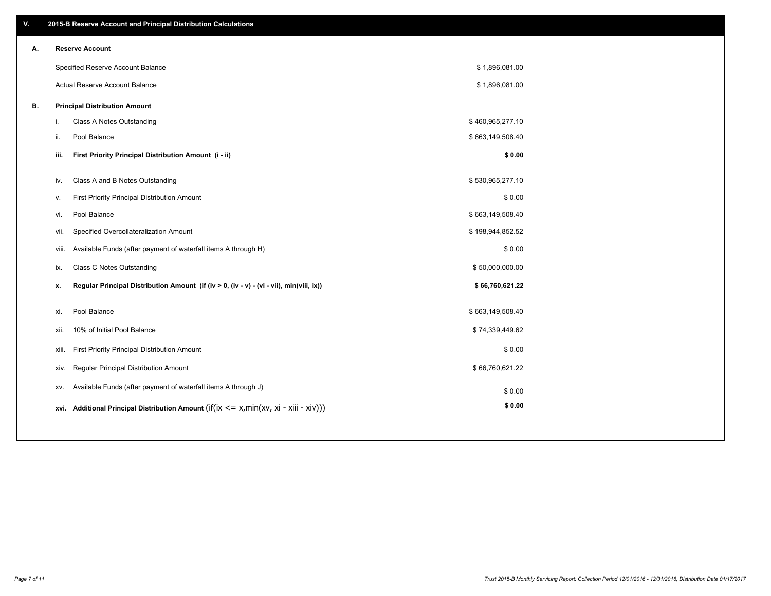## V. 2015-B Reserve Account and Principal Distribution Calculations

### A. Reserve Account

| | |
|---|---|
| Specified Reserve Account Balance | $ 1,896,081.00 |
| Actual Reserve Account Balance | $ 1,896,081.00 |

### B. Principal Distribution Amount

| | | |
|---|---|---|
| i. | Class A Notes Outstanding | $ 460,965,277.10 |
| ii. | Pool Balance | $ 663,149,508.40 |
| **iii.** | **First Priority Principal Distribution Amount (i - ii)** | **$ 0.00** |
| iv. | Class A and B Notes Outstanding | $ 530,965,277.10 |
| v. | First Priority Principal Distribution Amount | $ 0.00 |
| vi. | Pool Balance | $ 663,149,508.40 |
| vii. | Specified Overcollateralization Amount | $ 198,944,852.52 |
| viii. | Available Funds (after payment of waterfall items A through H) | $ 0.00 |
| ix. | Class C Notes Outstanding | $ 50,000,000.00 |
| **x.** | **Regular Principal Distribution Amount (if (iv > 0, (iv - v) - (vi - vii), min(viii, ix))** | **$ 66,760,621.22** |
| xi. | Pool Balance | $ 663,149,508.40 |
| xii. | 10% of Initial Pool Balance | $ 74,339,449.62 |
| xiii. | First Priority Principal Distribution Amount | $ 0.00 |
| xiv. | Regular Principal Distribution Amount | $ 66,760,621.22 |
| xv. | Available Funds (after payment of waterfall items A through J) | $ 0.00 |
| **xvi.** | **Additional Principal Distribution Amount** (if(ix <= x,min(xv, xi - xiii - xiv))) | **$ 0.00** |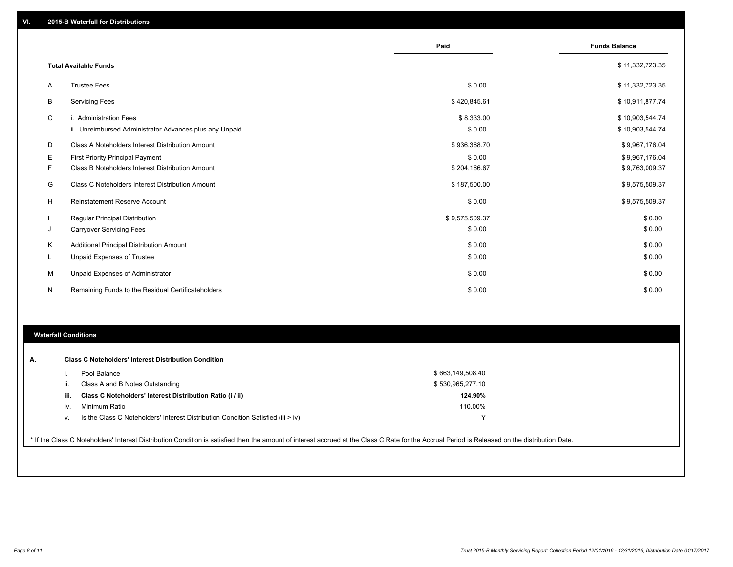## VI. 2015-B Waterfall for Distributions

| | | Paid | Funds Balance |
|---|---|---|---|
| | **Total Available Funds** | | $ 11,332,723.35 |
| A | Trustee Fees | $ 0.00 | $ 11,332,723.35 |
| B | Servicing Fees | $ 420,845.61 | $ 10,911,877.74 |
| C | i. Administration Fees | $ 8,333.00 | $ 10,903,544.74 |
| | ii. Unreimbursed Administrator Advances plus any Unpaid | $ 0.00 | $ 10,903,544.74 |
| D | Class A Noteholders Interest Distribution Amount | $ 936,368.70 | $ 9,967,176.04 |
| E | First Priority Principal Payment | $ 0.00 | $ 9,967,176.04 |
| F | Class B Noteholders Interest Distribution Amount | $ 204,166.67 | $ 9,763,009.37 |
| G | Class C Noteholders Interest Distribution Amount | $ 187,500.00 | $ 9,575,509.37 |
| H | Reinstatement Reserve Account | $ 0.00 | $ 9,575,509.37 |
| I | Regular Principal Distribution | $ 9,575,509.37 | $ 0.00 |
| J | Carryover Servicing Fees | $ 0.00 | $ 0.00 |
| K | Additional Principal Distribution Amount | $ 0.00 | $ 0.00 |
| L | Unpaid Expenses of Trustee | $ 0.00 | $ 0.00 |
| M | Unpaid Expenses of Administrator | $ 0.00 | $ 0.00 |
| N | Remaining Funds to the Residual Certificateholders | $ 0.00 | $ 0.00 |

## Waterfall Conditions

**A. Class C Noteholders' Interest Distribution Condition**

| | | |
|---|---|---|
| i. | Pool Balance | $ 663,149,508.40 |
| ii. | Class A and B Notes Outstanding | $ 530,965,277.10 |
| **iii.** | **Class C Noteholders' Interest Distribution Ratio (i / ii)** | **124.90%** |
| iv. | Minimum Ratio | 110.00% |
| v. | Is the Class C Noteholders' Interest Distribution Condition Satisfied (iii > iv) | Y |

* If the Class C Noteholders' Interest Distribution Condition is satisfied then the amount of interest accrued at the Class C Rate for the Accrual Period is Released on the distribution Date.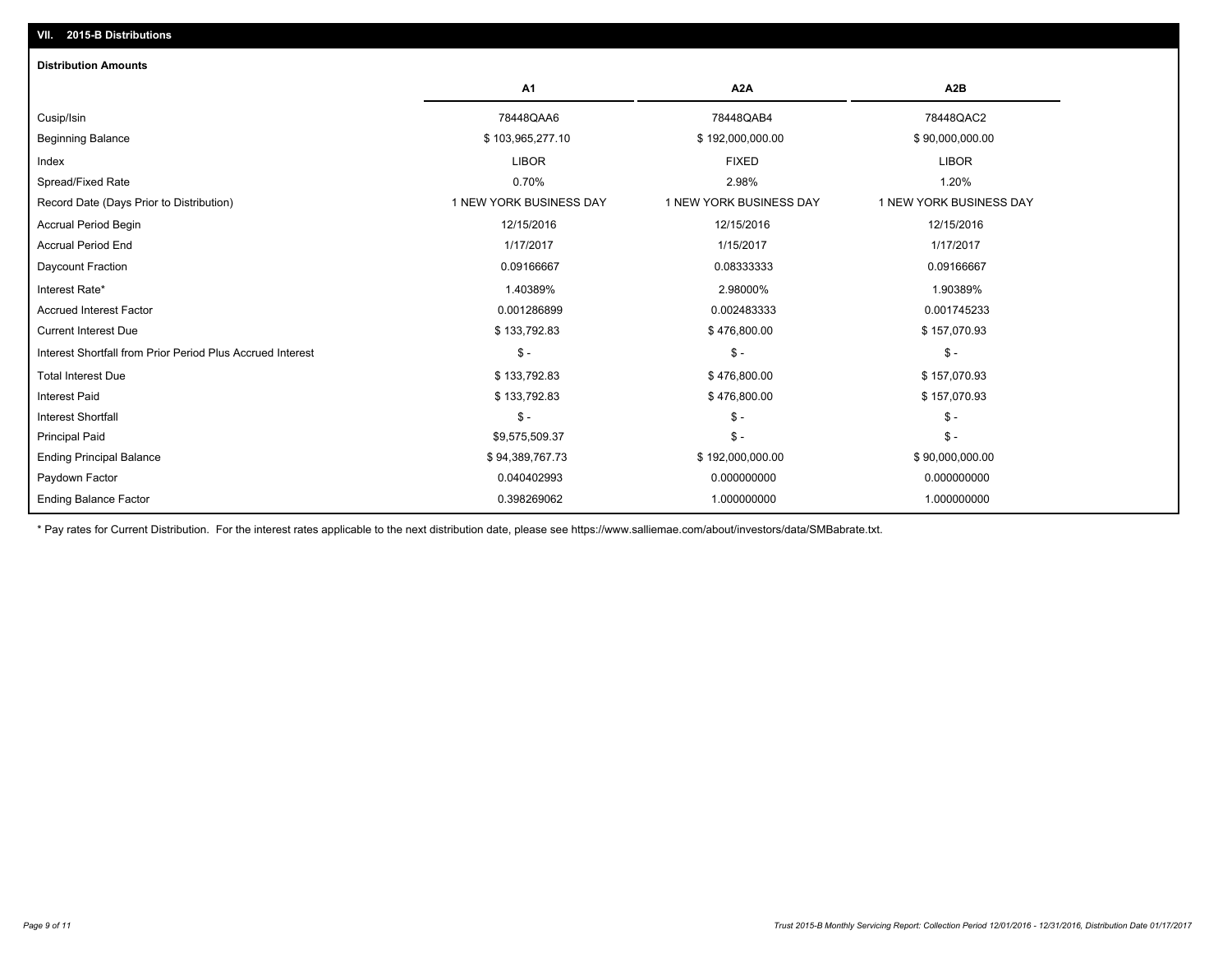## VII. 2015-B Distributions

### Distribution Amounts

| | A1 | A2A | A2B |
|---|---|---|---|
| Cusip/Isin | 78448QAA6 | 78448QAB4 | 78448QAC2 |
| Beginning Balance | $ 103,965,277.10 | $ 192,000,000.00 | $ 90,000,000.00 |
| Index | LIBOR | FIXED | LIBOR |
| Spread/Fixed Rate | 0.70% | 2.98% | 1.20% |
| Record Date (Days Prior to Distribution) | 1 NEW YORK BUSINESS DAY | 1 NEW YORK BUSINESS DAY | 1 NEW YORK BUSINESS DAY |
| Accrual Period Begin | 12/15/2016 | 12/15/2016 | 12/15/2016 |
| Accrual Period End | 1/17/2017 | 1/15/2017 | 1/17/2017 |
| Daycount Fraction | 0.09166667 | 0.08333333 | 0.09166667 |
| Interest Rate* | 1.40389% | 2.98000% | 1.90389% |
| Accrued Interest Factor | 0.001286899 | 0.002483333 | 0.001745233 |
| Current Interest Due | $ 133,792.83 | $ 476,800.00 | $ 157,070.93 |
| Interest Shortfall from Prior Period Plus Accrued Interest | $ - | $ - | $ - |
| Total Interest Due | $ 133,792.83 | $ 476,800.00 | $ 157,070.93 |
| Interest Paid | $ 133,792.83 | $ 476,800.00 | $ 157,070.93 |
| Interest Shortfall | $ - | $ - | $ - |
| Principal Paid | $9,575,509.37 | $ - | $ - |
| Ending Principal Balance | $ 94,389,767.73 | $ 192,000,000.00 | $ 90,000,000.00 |
| Paydown Factor | 0.040402993 | 0.000000000 | 0.000000000 |
| Ending Balance Factor | 0.398269062 | 1.000000000 | 1.000000000 |

* Pay rates for Current Distribution. For the interest rates applicable to the next distribution date, please see https://www.salliemae.com/about/investors/data/SMBabrate.txt.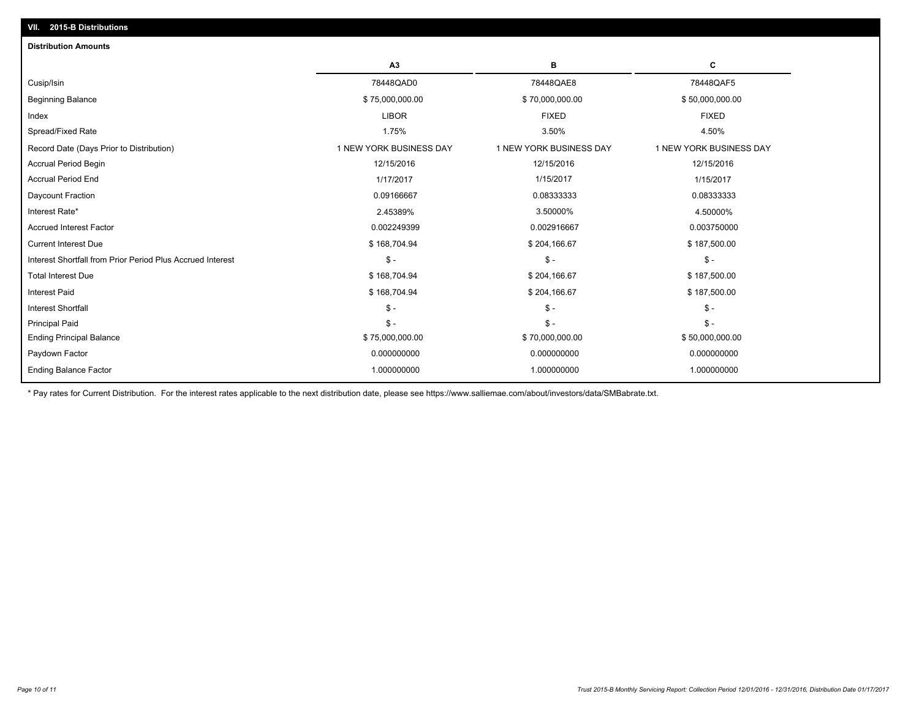## VII. 2015-B Distributions

**Distribution Amounts**

| | A3 | B | C |
|---|---|---|---|
| Cusip/Isin | 78448QAD0 | 78448QAE8 | 78448QAF5 |
| Beginning Balance | $ 75,000,000.00 | $ 70,000,000.00 | $ 50,000,000.00 |
| Index | LIBOR | FIXED | FIXED |
| Spread/Fixed Rate | 1.75% | 3.50% | 4.50% |
| Record Date (Days Prior to Distribution) | 1 NEW YORK BUSINESS DAY | 1 NEW YORK BUSINESS DAY | 1 NEW YORK BUSINESS DAY |
| Accrual Period Begin | 12/15/2016 | 12/15/2016 | 12/15/2016 |
| Accrual Period End | 1/17/2017 | 1/15/2017 | 1/15/2017 |
| Daycount Fraction | 0.09166667 | 0.08333333 | 0.08333333 |
| Interest Rate* | 2.45389% | 3.50000% | 4.50000% |
| Accrued Interest Factor | 0.002249399 | 0.002916667 | 0.003750000 |
| Current Interest Due | $ 168,704.94 | $ 204,166.67 | $ 187,500.00 |
| Interest Shortfall from Prior Period Plus Accrued Interest | $ - | $ - | $ - |
| Total Interest Due | $ 168,704.94 | $ 204,166.67 | $ 187,500.00 |
| Interest Paid | $ 168,704.94 | $ 204,166.67 | $ 187,500.00 |
| Interest Shortfall | $ - | $ - | $ - |
| Principal Paid | $ - | $ - | $ - |
| Ending Principal Balance | $ 75,000,000.00 | $ 70,000,000.00 | $ 50,000,000.00 |
| Paydown Factor | 0.000000000 | 0.000000000 | 0.000000000 |
| Ending Balance Factor | 1.000000000 | 1.000000000 | 1.000000000 |

* Pay rates for Current Distribution. For the interest rates applicable to the next distribution date, please see https://www.salliemae.com/about/investors/data/SMBabrate.txt.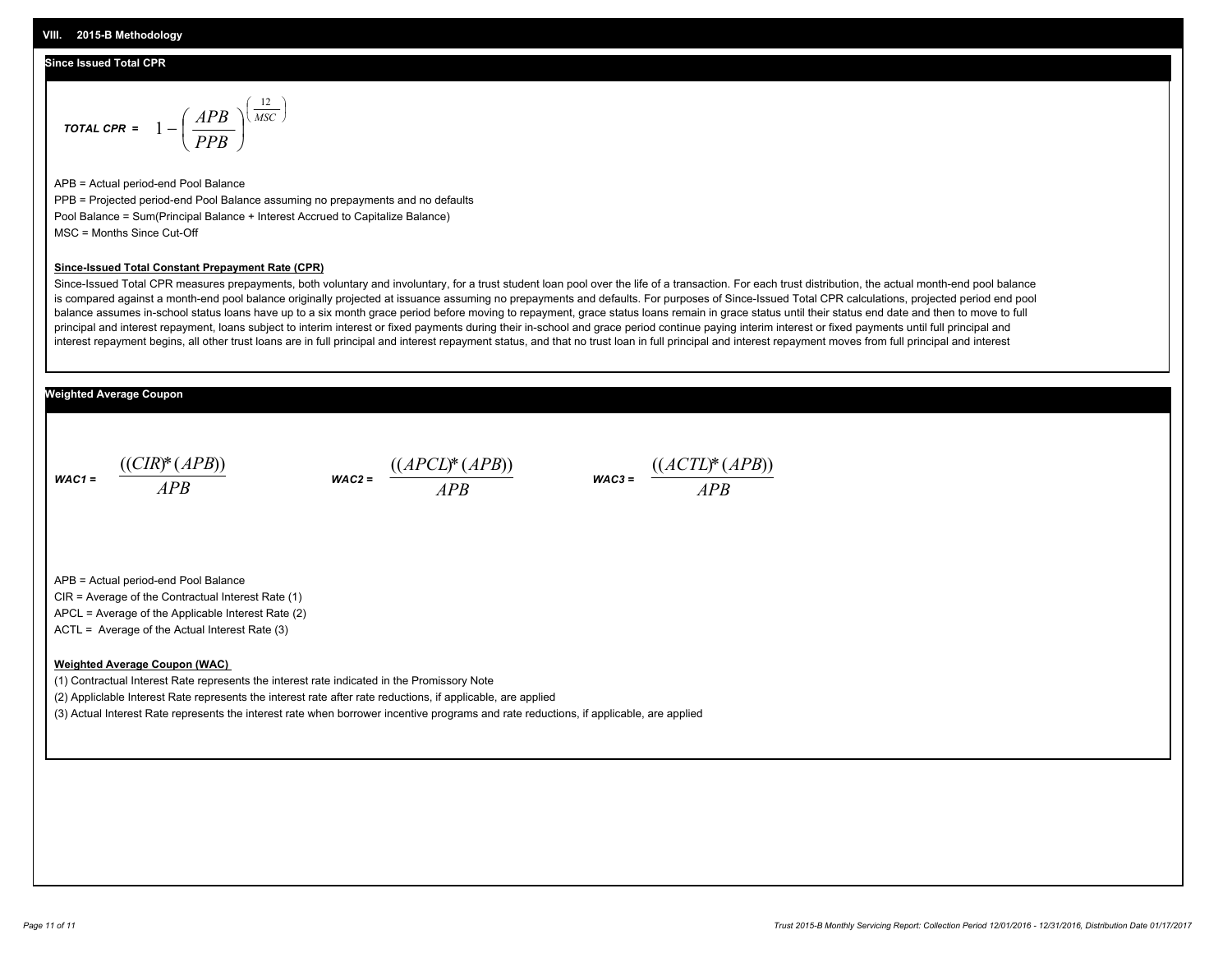## VIII. 2015-B Methodology

### Since Issued Total CPR

$$\textit{TOTAL CPR} = 1 - \left(\frac{APB}{PPB}\right)^{\left(\frac{12}{MSC}\right)}$$

APB = Actual period-end Pool Balance

PPB = Projected period-end Pool Balance assuming no prepayments and no defaults

Pool Balance = Sum(Principal Balance + Interest Accrued to Capitalize Balance)

MSC = Months Since Cut-Off

**Since-Issued Total Constant Prepayment Rate (CPR)**

Since-Issued Total CPR measures prepayments, both voluntary and involuntary, for a trust student loan pool over the life of a transaction. For each trust distribution, the actual month-end pool balance is compared against a month-end pool balance originally projected at issuance assuming no prepayments and defaults. For purposes of Since-Issued Total CPR calculations, projected period end pool balance assumes in-school status loans have up to a six month grace period before moving to repayment, grace status loans remain in grace status until their status end date and then to move to full principal and interest repayment, loans subject to interim interest or fixed payments during their in-school and grace period continue paying interim interest or fixed payments until full principal and interest repayment begins, all other trust loans are in full principal and interest repayment status, and that no trust loan in full principal and interest repayment moves from full principal and interest

### Weighted Average Coupon

$$\textit{WAC1} = \frac{((CIR)^{*}(APB))}{APB} \qquad \textit{WAC2} = \frac{((APCL)^{*}(APB))}{APB} \qquad \textit{WAC3} = \frac{((ACTL)^{*}(APB))}{APB}$$

APB = Actual period-end Pool Balance

CIR = Average of the Contractual Interest Rate (1)

APCL = Average of the Applicable Interest Rate (2)

ACTL = Average of the Actual Interest Rate (3)

**Weighted Average Coupon (WAC)**

(1) Contractual Interest Rate represents the interest rate indicated in the Promissory Note

(2) Appliclable Interest Rate represents the interest rate after rate reductions, if applicable, are applied

(3) Actual Interest Rate represents the interest rate when borrower incentive programs and rate reductions, if applicable, are applied